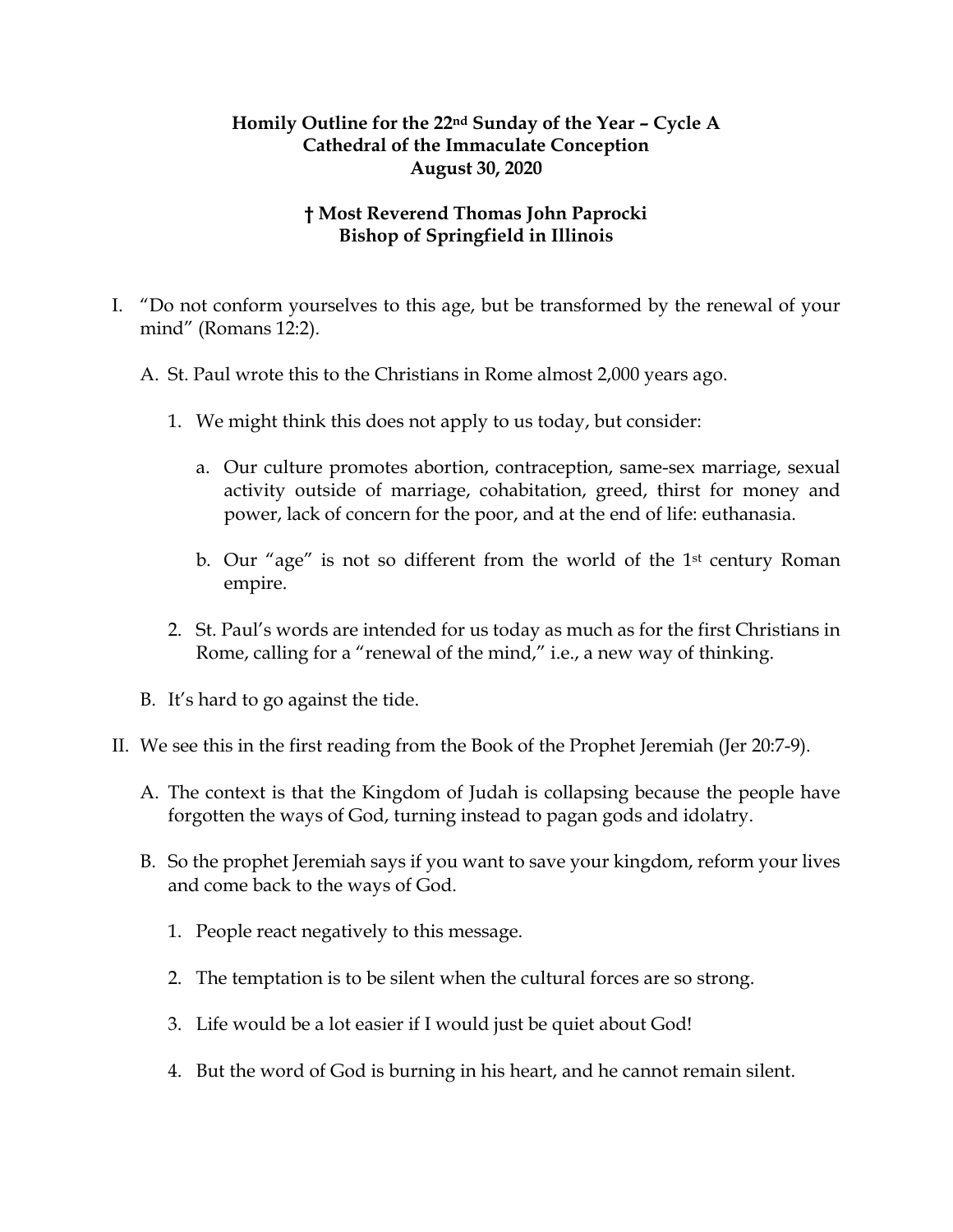**Homily Outline for the 22nd Sunday of the Year – Cycle A**
**Cathedral of the Immaculate Conception**
**August 30, 2020**

**† Most Reverend Thomas John Paprocki**
**Bishop of Springfield in Illinois**

I. "Do not conform yourselves to this age, but be transformed by the renewal of your mind" (Romans 12:2).

   A. St. Paul wrote this to the Christians in Rome almost 2,000 years ago.

      1. We might think this does not apply to us today, but consider:

         a. Our culture promotes abortion, contraception, same-sex marriage, sexual activity outside of marriage, cohabitation, greed, thirst for money and power, lack of concern for the poor, and at the end of life: euthanasia.

         b. Our "age" is not so different from the world of the 1st century Roman empire.

      2. St. Paul's words are intended for us today as much as for the first Christians in Rome, calling for a "renewal of the mind," i.e., a new way of thinking.

   B. It's hard to go against the tide.

II. We see this in the first reading from the Book of the Prophet Jeremiah (Jer 20:7-9).

   A. The context is that the Kingdom of Judah is collapsing because the people have forgotten the ways of God, turning instead to pagan gods and idolatry.

   B. So the prophet Jeremiah says if you want to save your kingdom, reform your lives and come back to the ways of God.

      1. People react negatively to this message.

      2. The temptation is to be silent when the cultural forces are so strong.

      3. Life would be a lot easier if I would just be quiet about God!

      4. But the word of God is burning in his heart, and he cannot remain silent.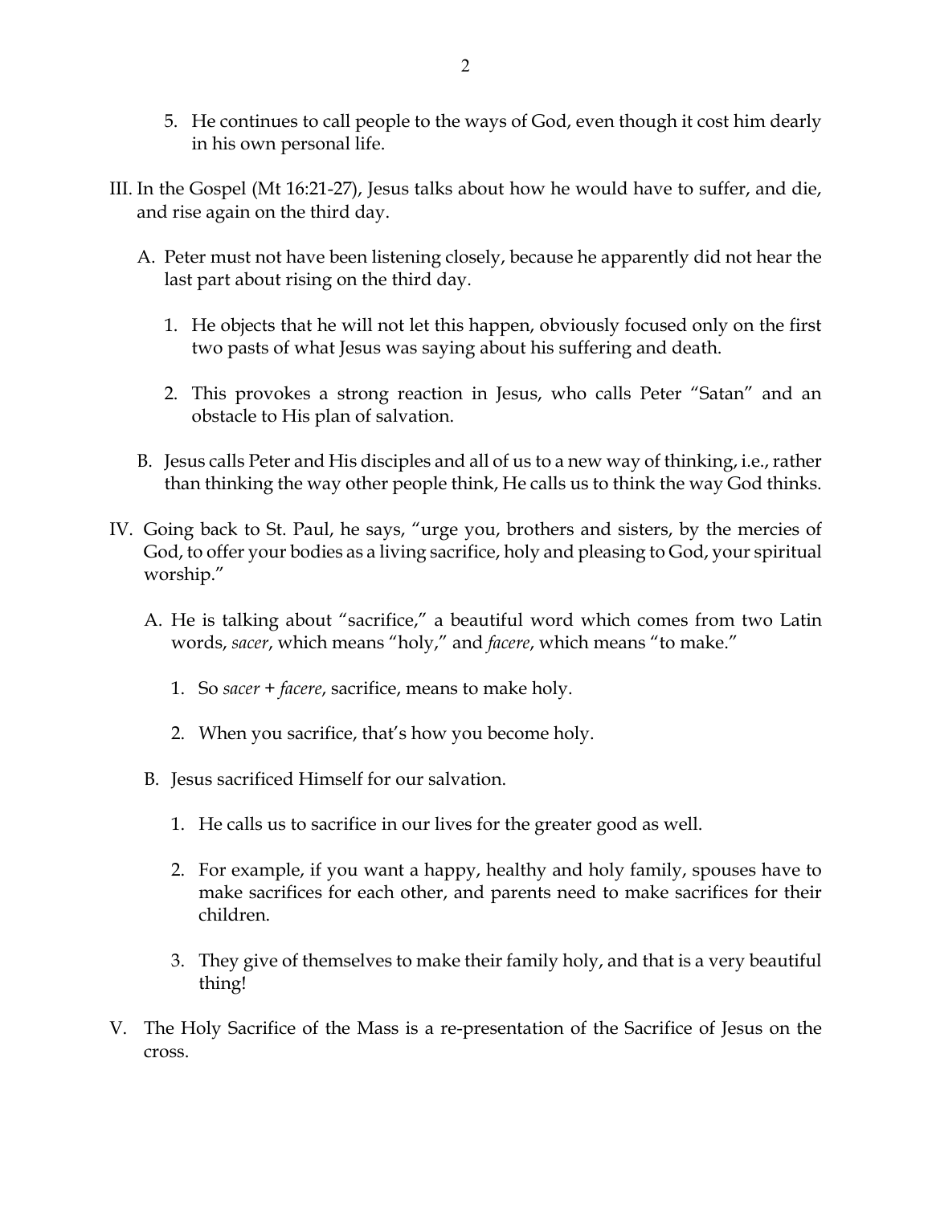5. He continues to call people to the ways of God, even though it cost him dearly in his own personal life.

III. In the Gospel (Mt 16:21-27), Jesus talks about how he would have to suffer, and die, and rise again on the third day.

   A. Peter must not have been listening closely, because he apparently did not hear the last part about rising on the third day.

      1. He objects that he will not let this happen, obviously focused only on the first two pasts of what Jesus was saying about his suffering and death.

      2. This provokes a strong reaction in Jesus, who calls Peter "Satan" and an obstacle to His plan of salvation.

   B. Jesus calls Peter and His disciples and all of us to a new way of thinking, i.e., rather than thinking the way other people think, He calls us to think the way God thinks.

IV. Going back to St. Paul, he says, "urge you, brothers and sisters, by the mercies of God, to offer your bodies as a living sacrifice, holy and pleasing to God, your spiritual worship."

   A. He is talking about "sacrifice," a beautiful word which comes from two Latin words, *sacer*, which means "holy," and *facere*, which means "to make."

      1. So *sacer* + *facere*, sacrifice, means to make holy.

      2. When you sacrifice, that's how you become holy.

   B. Jesus sacrificed Himself for our salvation.

      1. He calls us to sacrifice in our lives for the greater good as well.

      2. For example, if you want a happy, healthy and holy family, spouses have to make sacrifices for each other, and parents need to make sacrifices for their children.

      3. They give of themselves to make their family holy, and that is a very beautiful thing!

V. The Holy Sacrifice of the Mass is a re-presentation of the Sacrifice of Jesus on the cross.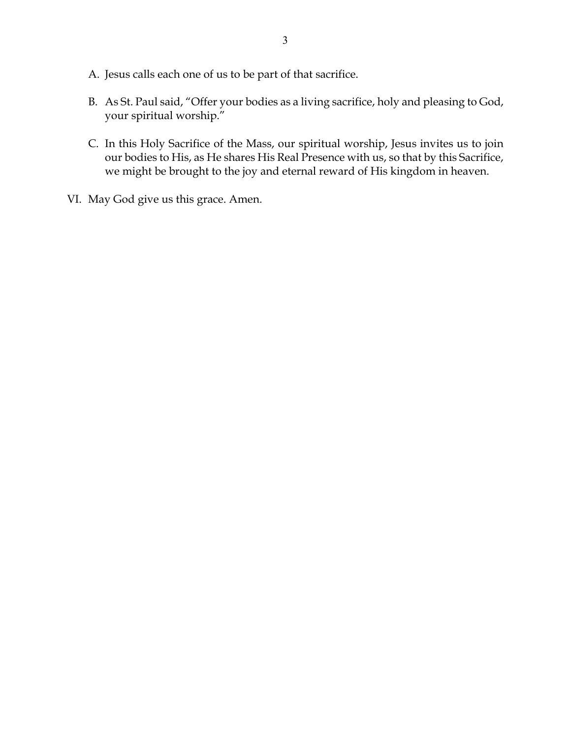A. Jesus calls each one of us to be part of that sacrifice.

B. As St. Paul said, "Offer your bodies as a living sacrifice, holy and pleasing to God, your spiritual worship."

C. In this Holy Sacrifice of the Mass, our spiritual worship, Jesus invites us to join our bodies to His, as He shares His Real Presence with us, so that by this Sacrifice, we might be brought to the joy and eternal reward of His kingdom in heaven.

VI. May God give us this grace. Amen.